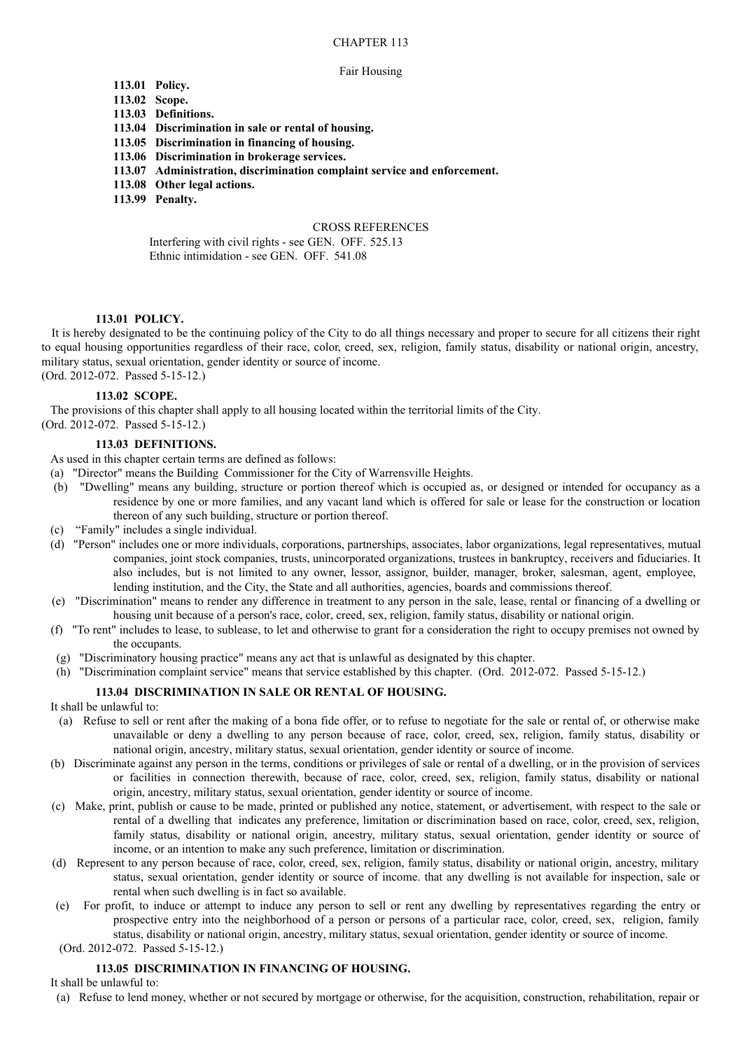# CHAPTER 113

## Fair Housing

**113.01 Policy.**
**113.02 Scope.**
**113.03 Definitions.**
**113.04 Discrimination in sale or rental of housing.**
**113.05 Discrimination in financing of housing.**
**113.06 Discrimination in brokerage services.**
**113.07 Administration, discrimination complaint service and enforcement.**
**113.08 Other legal actions.**
**113.99 Penalty.**

CROSS REFERENCES

Interfering with civil rights - see GEN. OFF. 525.13
Ethnic intimidation - see GEN. OFF. 541.08

### 113.01 POLICY.

It is hereby designated to be the continuing policy of the City to do all things necessary and proper to secure for all citizens their right to equal housing opportunities regardless of their race, color, creed, sex, religion, family status, disability or national origin, ancestry, military status, sexual orientation, gender identity or source of income.
(Ord. 2012-072. Passed 5-15-12.)

### 113.02 SCOPE.

The provisions of this chapter shall apply to all housing located within the territorial limits of the City.
(Ord. 2012-072. Passed 5-15-12.)

### 113.03 DEFINITIONS.

As used in this chapter certain terms are defined as follows:

(a) "Director" means the Building Commissioner for the City of Warrensville Heights.

(b) "Dwelling" means any building, structure or portion thereof which is occupied as, or designed or intended for occupancy as a residence by one or more families, and any vacant land which is offered for sale or lease for the construction or location thereon of any such building, structure or portion thereof.

(c) "Family" includes a single individual.

(d) "Person" includes one or more individuals, corporations, partnerships, associates, labor organizations, legal representatives, mutual companies, joint stock companies, trusts, unincorporated organizations, trustees in bankruptcy, receivers and fiduciaries. It also includes, but is not limited to any owner, lessor, assignor, builder, manager, broker, salesman, agent, employee, lending institution, and the City, the State and all authorities, agencies, boards and commissions thereof.

(e) "Discrimination" means to render any difference in treatment to any person in the sale, lease, rental or financing of a dwelling or housing unit because of a person's race, color, creed, sex, religion, family status, disability or national origin.

(f) "To rent" includes to lease, to sublease, to let and otherwise to grant for a consideration the right to occupy premises not owned by the occupants.

(g) "Discriminatory housing practice" means any act that is unlawful as designated by this chapter.

(h) "Discrimination complaint service" means that service established by this chapter. (Ord. 2012-072. Passed 5-15-12.)

### 113.04 DISCRIMINATION IN SALE OR RENTAL OF HOUSING.

It shall be unlawful to:

(a) Refuse to sell or rent after the making of a bona fide offer, or to refuse to negotiate for the sale or rental of, or otherwise make unavailable or deny a dwelling to any person because of race, color, creed, sex, religion, family status, disability or national origin, ancestry, military status, sexual orientation, gender identity or source of income.

(b) Discriminate against any person in the terms, conditions or privileges of sale or rental of a dwelling, or in the provision of services or facilities in connection therewith, because of race, color, creed, sex, religion, family status, disability or national origin, ancestry, military status, sexual orientation, gender identity or source of income.

(c) Make, print, publish or cause to be made, printed or published any notice, statement, or advertisement, with respect to the sale or rental of a dwelling that indicates any preference, limitation or discrimination based on race, color, creed, sex, religion, family status, disability or national origin, ancestry, military status, sexual orientation, gender identity or source of income, or an intention to make any such preference, limitation or discrimination.

(d) Represent to any person because of race, color, creed, sex, religion, family status, disability or national origin, ancestry, military status, sexual orientation, gender identity or source of income. that any dwelling is not available for inspection, sale or rental when such dwelling is in fact so available.

(e) For profit, to induce or attempt to induce any person to sell or rent any dwelling by representatives regarding the entry or prospective entry into the neighborhood of a person or persons of a particular race, color, creed, sex, religion, family status, disability or national origin, ancestry, military status, sexual orientation, gender identity or source of income.

(Ord. 2012-072. Passed 5-15-12.)

### 113.05 DISCRIMINATION IN FINANCING OF HOUSING.

It shall be unlawful to:

(a) Refuse to lend money, whether or not secured by mortgage or otherwise, for the acquisition, construction, rehabilitation, repair or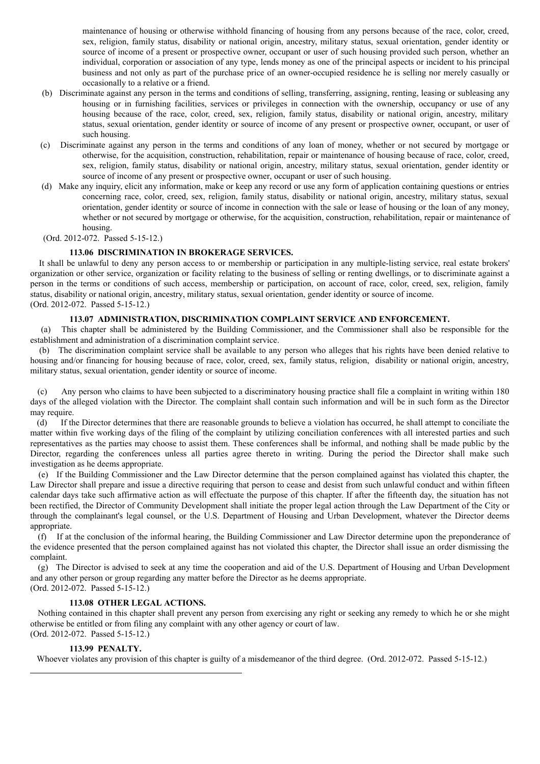maintenance of housing or otherwise withhold financing of housing from any persons because of the race, color, creed, sex, religion, family status, disability or national origin, ancestry, military status, sexual orientation, gender identity or source of income of a present or prospective owner, occupant or user of such housing provided such person, whether an individual, corporation or association of any type, lends money as one of the principal aspects or incident to his principal business and not only as part of the purchase price of an owner-occupied residence he is selling nor merely casually or occasionally to a relative or a friend.

(b) Discriminate against any person in the terms and conditions of selling, transferring, assigning, renting, leasing or subleasing any housing or in furnishing facilities, services or privileges in connection with the ownership, occupancy or use of any housing because of the race, color, creed, sex, religion, family status, disability or national origin, ancestry, military status, sexual orientation, gender identity or source of income of any present or prospective owner, occupant, or user of such housing.

(c) Discriminate against any person in the terms and conditions of any loan of money, whether or not secured by mortgage or otherwise, for the acquisition, construction, rehabilitation, repair or maintenance of housing because of race, color, creed, sex, religion, family status, disability or national origin, ancestry, military status, sexual orientation, gender identity or source of income of any present or prospective owner, occupant or user of such housing.

(d) Make any inquiry, elicit any information, make or keep any record or use any form of application containing questions or entries concerning race, color, creed, sex, religion, family status, disability or national origin, ancestry, military status, sexual orientation, gender identity or source of income in connection with the sale or lease of housing or the loan of any money, whether or not secured by mortgage or otherwise, for the acquisition, construction, rehabilitation, repair or maintenance of housing.

(Ord. 2012-072. Passed 5-15-12.)

### 113.06 DISCRIMINATION IN BROKERAGE SERVICES.

It shall be unlawful to deny any person access to or membership or participation in any multiple-listing service, real estate brokers' organization or other service, organization or facility relating to the business of selling or renting dwellings, or to discriminate against a person in the terms or conditions of such access, membership or participation, on account of race, color, creed, sex, religion, family status, disability or national origin, ancestry, military status, sexual orientation, gender identity or source of income.
(Ord. 2012-072. Passed 5-15-12.)

### 113.07 ADMINISTRATION, DISCRIMINATION COMPLAINT SERVICE AND ENFORCEMENT.

(a) This chapter shall be administered by the Building Commissioner, and the Commissioner shall also be responsible for the establishment and administration of a discrimination complaint service.

(b) The discrimination complaint service shall be available to any person who alleges that his rights have been denied relative to housing and/or financing for housing because of race, color, creed, sex, family status, religion, disability or national origin, ancestry, military status, sexual orientation, gender identity or source of income.

(c) Any person who claims to have been subjected to a discriminatory housing practice shall file a complaint in writing within 180 days of the alleged violation with the Director. The complaint shall contain such information and will be in such form as the Director may require.

(d) If the Director determines that there are reasonable grounds to believe a violation has occurred, he shall attempt to conciliate the matter within five working days of the filing of the complaint by utilizing conciliation conferences with all interested parties and such representatives as the parties may choose to assist them. These conferences shall be informal, and nothing shall be made public by the Director, regarding the conferences unless all parties agree thereto in writing. During the period the Director shall make such investigation as he deems appropriate.

(e) If the Building Commissioner and the Law Director determine that the person complained against has violated this chapter, the Law Director shall prepare and issue a directive requiring that person to cease and desist from such unlawful conduct and within fifteen calendar days take such affirmative action as will effectuate the purpose of this chapter. If after the fifteenth day, the situation has not been rectified, the Director of Community Development shall initiate the proper legal action through the Law Department of the City or through the complainant's legal counsel, or the U.S. Department of Housing and Urban Development, whatever the Director deems appropriate.

(f) If at the conclusion of the informal hearing, the Building Commissioner and Law Director determine upon the preponderance of the evidence presented that the person complained against has not violated this chapter, the Director shall issue an order dismissing the complaint.

(g) The Director is advised to seek at any time the cooperation and aid of the U.S. Department of Housing and Urban Development and any other person or group regarding any matter before the Director as he deems appropriate.
(Ord. 2012-072. Passed 5-15-12.)

### 113.08 OTHER LEGAL ACTIONS.

Nothing contained in this chapter shall prevent any person from exercising any right or seeking any remedy to which he or she might otherwise be entitled or from filing any complaint with any other agency or court of law.
(Ord. 2012-072. Passed 5-15-12.)

### 113.99 PENALTY.

Whoever violates any provision of this chapter is guilty of a misdemeanor of the third degree. (Ord. 2012-072. Passed 5-15-12.)